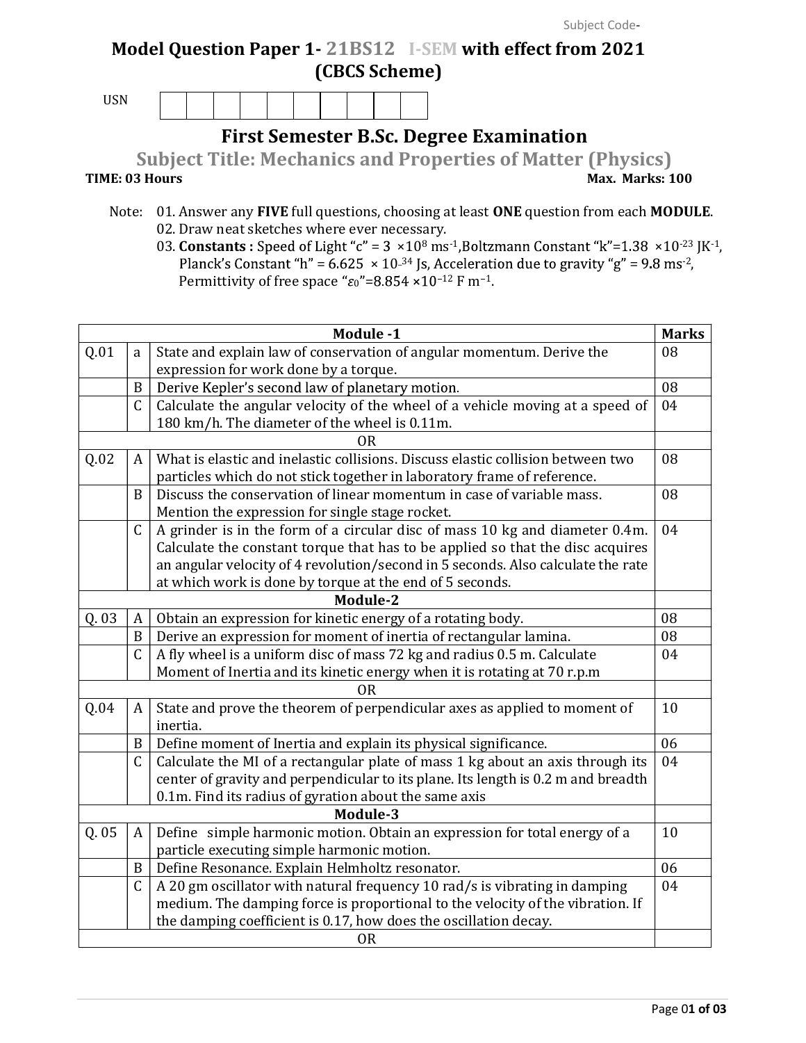Subject Code-

# Model Question Paper 1- 21BS12 I-SEM with effect from 2021 (CBCS Scheme)

USN | | | | | | | | | | |

## First Semester B.Sc. Degree Examination

## Subject Title: Mechanics and Properties of Matter (Physics)

**TIME: 03 Hours** **Max. Marks: 100**

Note: 01. Answer any **FIVE** full questions, choosing at least **ONE** question from each **MODULE**.
02. Draw neat sketches where ever necessary.
03. **Constants :** Speed of Light "c" = 3 $\times 10^{8}$ $ms^{-1}$, Boltzmann Constant "k" = 1.38 $\times 10^{-23}$ $JK^{-1}$, Planck's Constant "h" = 6.625 $\times 10^{-34}$ Js, Acceleration due to gravity "g" = 9.8 $ms^{-2}$, Permittivity of free space "$\varepsilon_0$" = 8.854 $\times 10^{-12}$ F $m^{-1}$.

| | | Module -1 | Marks |
|---|---|---|---|
| Q.01 | a | State and explain law of conservation of angular momentum. Derive the expression for work done by a torque. | 08 |
| | B | Derive Kepler's second law of planetary motion. | 08 |
| | C | Calculate the angular velocity of the wheel of a vehicle moving at a speed of 180 km/h. The diameter of the wheel is 0.11m. | 04 |
| | | OR | |
| Q.02 | A | What is elastic and inelastic collisions. Discuss elastic collision between two particles which do not stick together in laboratory frame of reference. | 08 |
| | B | Discuss the conservation of linear momentum in case of variable mass. Mention the expression for single stage rocket. | 08 |
| | C | A grinder is in the form of a circular disc of mass 10 kg and diameter 0.4m. Calculate the constant torque that has to be applied so that the disc acquires an angular velocity of 4 revolution/second in 5 seconds. Also calculate the rate at which work is done by torque at the end of 5 seconds. | 04 |
| | | **Module-2** | |
| Q. 03 | A | Obtain an expression for kinetic energy of a rotating body. | 08 |
| | B | Derive an expression for moment of inertia of rectangular lamina. | 08 |
| | C | A fly wheel is a uniform disc of mass 72 kg and radius 0.5 m. Calculate Moment of Inertia and its kinetic energy when it is rotating at 70 r.p.m | 04 |
| | | OR | |
| Q.04 | A | State and prove the theorem of perpendicular axes as applied to moment of inertia. | 10 |
| | B | Define moment of Inertia and explain its physical significance. | 06 |
| | C | Calculate the MI of a rectangular plate of mass 1 kg about an axis through its center of gravity and perpendicular to its plane. Its length is 0.2 m and breadth 0.1m. Find its radius of gyration about the same axis | 04 |
| | | **Module-3** | |
| Q. 05 | A | Define simple harmonic motion. Obtain an expression for total energy of a particle executing simple harmonic motion. | 10 |
| | B | Define Resonance. Explain Helmholtz resonator. | 06 |
| | C | A 20 gm oscillator with natural frequency 10 rad/s is vibrating in damping medium. The damping force is proportional to the velocity of the vibration. If the damping coefficient is 0.17, how does the oscillation decay. | 04 |
| | | OR | |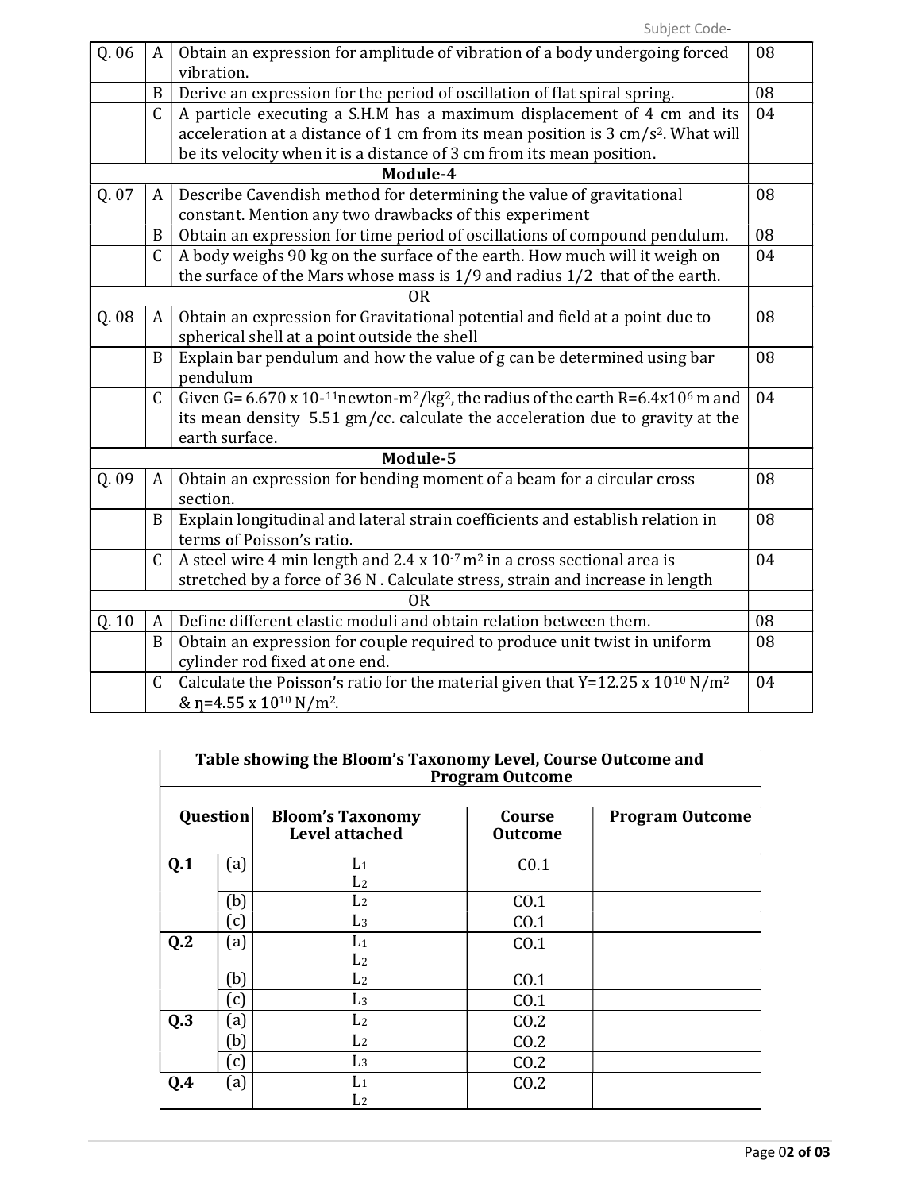| | | | |
|---|---|---|---|
| Q. 06 | A | Obtain an expression for amplitude of vibration of a body undergoing forced vibration. | 08 |
| | B | Derive an expression for the period of oscillation of flat spiral spring. | 08 |
| | C | A particle executing a S.H.M has a maximum displacement of 4 cm and its acceleration at a distance of 1 cm from its mean position is 3 cm/s$^2$. What will be its velocity when it is a distance of 3 cm from its mean position. | 04 |
| **Module-4** | | | |
| Q. 07 | A | Describe Cavendish method for determining the value of gravitational constant. Mention any two drawbacks of this experiment | 08 |
| | B | Obtain an expression for time period of oscillations of compound pendulum. | 08 |
| | C | A body weighs 90 kg on the surface of the earth. How much will it weigh on the surface of the Mars whose mass is 1/9 and radius 1/2 that of the earth. | 04 |
| OR | | | |
| Q. 08 | A | Obtain an expression for Gravitational potential and field at a point due to spherical shell at a point outside the shell | 08 |
| | B | Explain bar pendulum and how the value of g can be determined using bar pendulum | 08 |
| | C | Given G= 6.670 x 10-$^{11}$newton-m$^2$/kg$^2$, the radius of the earth R=6.4x10$^6$ m and its mean density 5.51 gm/cc. calculate the acceleration due to gravity at the earth surface. | 04 |
| **Module-5** | | | |
| Q. 09 | A | Obtain an expression for bending moment of a beam for a circular cross section. | 08 |
| | B | Explain longitudinal and lateral strain coefficients and establish relation in terms of Poisson's ratio. | 08 |
| | C | A steel wire 4 min length and 2.4 x 10$^{-7}$ m$^2$ in a cross sectional area is stretched by a force of 36 N . Calculate stress, strain and increase in length | 04 |
| OR | | | |
| Q. 10 | A | Define different elastic moduli and obtain relation between them. | 08 |
| | B | Obtain an expression for couple required to produce unit twist in uniform cylinder rod fixed at one end. | 08 |
| | C | Calculate the Poisson's ratio for the material given that Y=12.25 x 10$^{10}$ N/m$^2$ & η=4.55 x 10$^{10}$ N/m$^2$. | 04 |

**Table showing the Bloom's Taxonomy Level, Course Outcome and Program Outcome**

| Question | | Bloom's Taxonomy Level attached | Course Outcome | Program Outcome |
|---|---|---|---|---|
| **Q.1** | (a) | $L_1$ $L_2$ | C0.1 | |
| | (b) | $L_2$ | CO.1 | |
| | (c) | $L_3$ | CO.1 | |
| **Q.2** | (a) | $L_1$ $L_2$ | CO.1 | |
| | (b) | $L_2$ | CO.1 | |
| | (c) | $L_3$ | CO.1 | |
| **Q.3** | (a) | $L_2$ | CO.2 | |
| | (b) | $L_2$ | CO.2 | |
| | (c) | $L_3$ | CO.2 | |
| **Q.4** | (a) | $L_1$ $L_2$ | CO.2 | |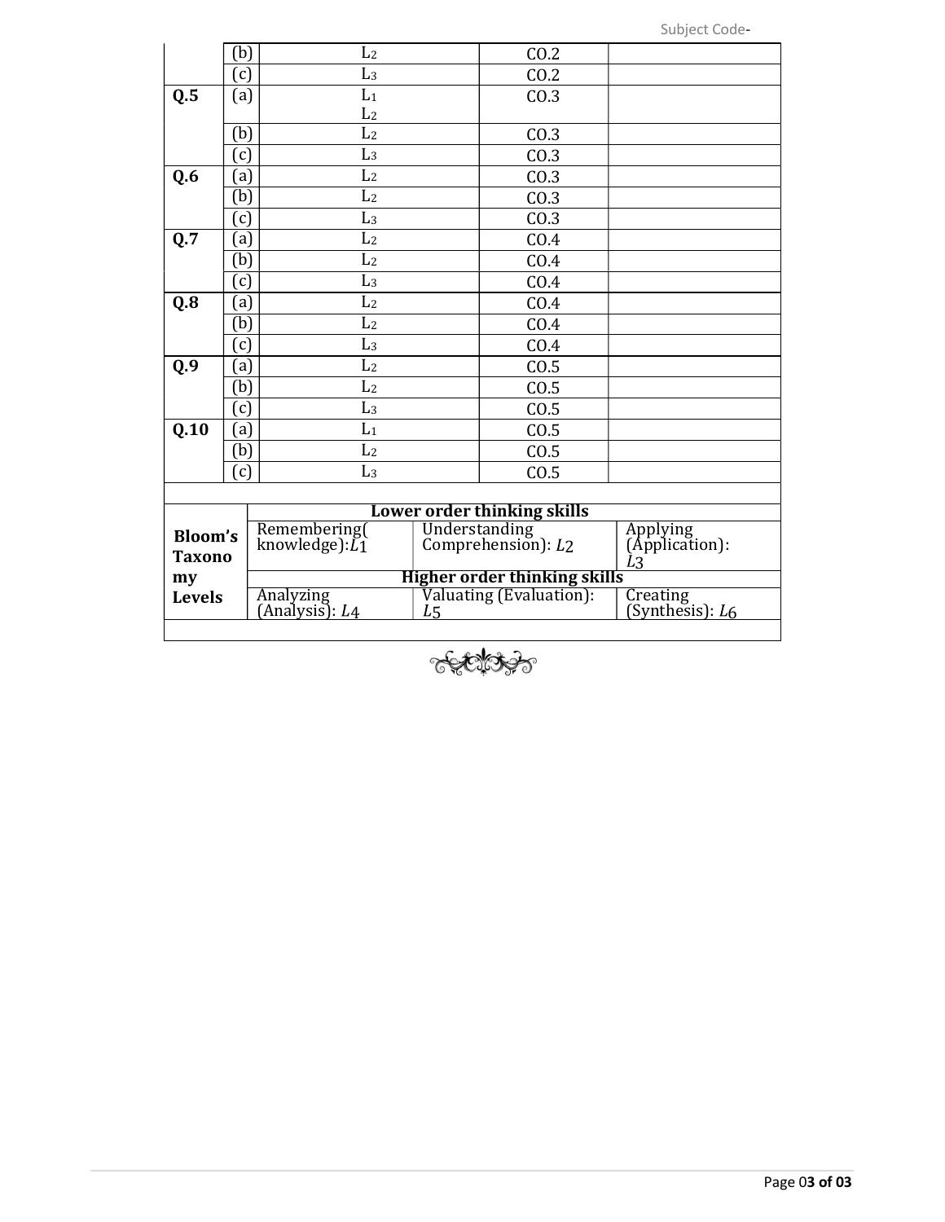| | | | | |
|---|---|---|---|---|
| | (b) | $L_2$ | CO.2 | |
| | (c) | $L_3$ | CO.2 | |
| **Q.5** | (a) | $L_1$ $L_2$ | CO.3 | |
| | (b) | $L_2$ | CO.3 | |
| | (c) | $L_3$ | CO.3 | |
| **Q.6** | (a) | $L_2$ | CO.3 | |
| | (b) | $L_2$ | CO.3 | |
| | (c) | $L_3$ | CO.3 | |
| **Q.7** | (a) | $L_2$ | CO.4 | |
| | (b) | $L_2$ | CO.4 | |
| | (c) | $L_3$ | CO.4 | |
| **Q.8** | (a) | $L_2$ | CO.4 | |
| | (b) | $L_2$ | CO.4 | |
| | (c) | $L_3$ | CO.4 | |
| **Q.9** | (a) | $L_2$ | CO.5 | |
| | (b) | $L_2$ | CO.5 | |
| | (c) | $L_3$ | CO.5 | |
| **Q.10** | (a) | $L_1$ | CO.5 | |
| | (b) | $L_2$ | CO.5 | |
| | (c) | $L_3$ | CO.5 | |

| | | | |
|---|---|---|---|
| **Bloom's Taxonomy Levels** | **Lower order thinking skills** | | |
| | Remembering( knowledge): $L_1$ | Understanding Comprehension): $L_2$ | Applying (Application): $L_3$ |
| | **Higher order thinking skills** | | |
| | Analyzing (Analysis): $L_4$ | Valuating (Evaluation): $L_5$ | Creating (Synthesis): $L_6$ |